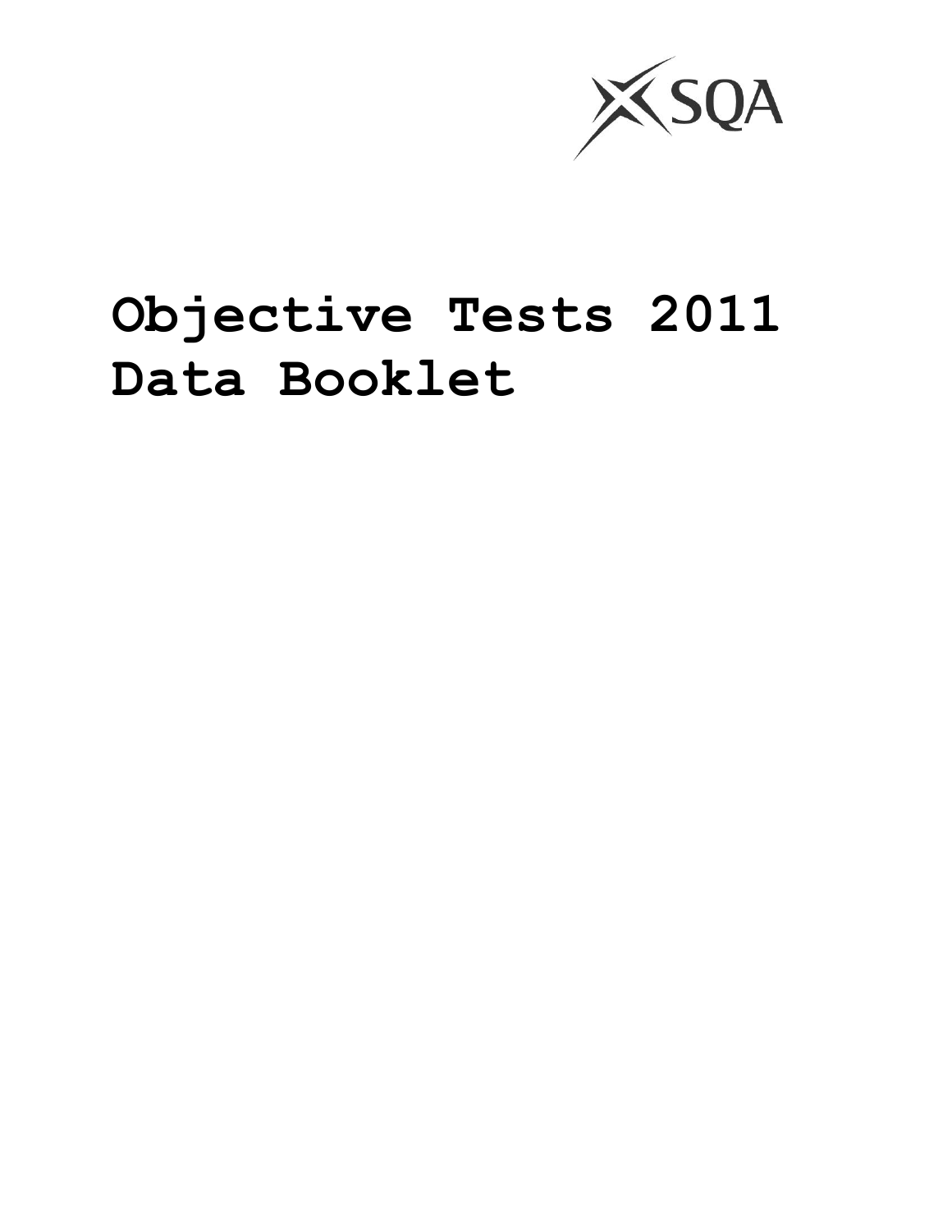SQA

# Objective Tests 2011 Data Booklet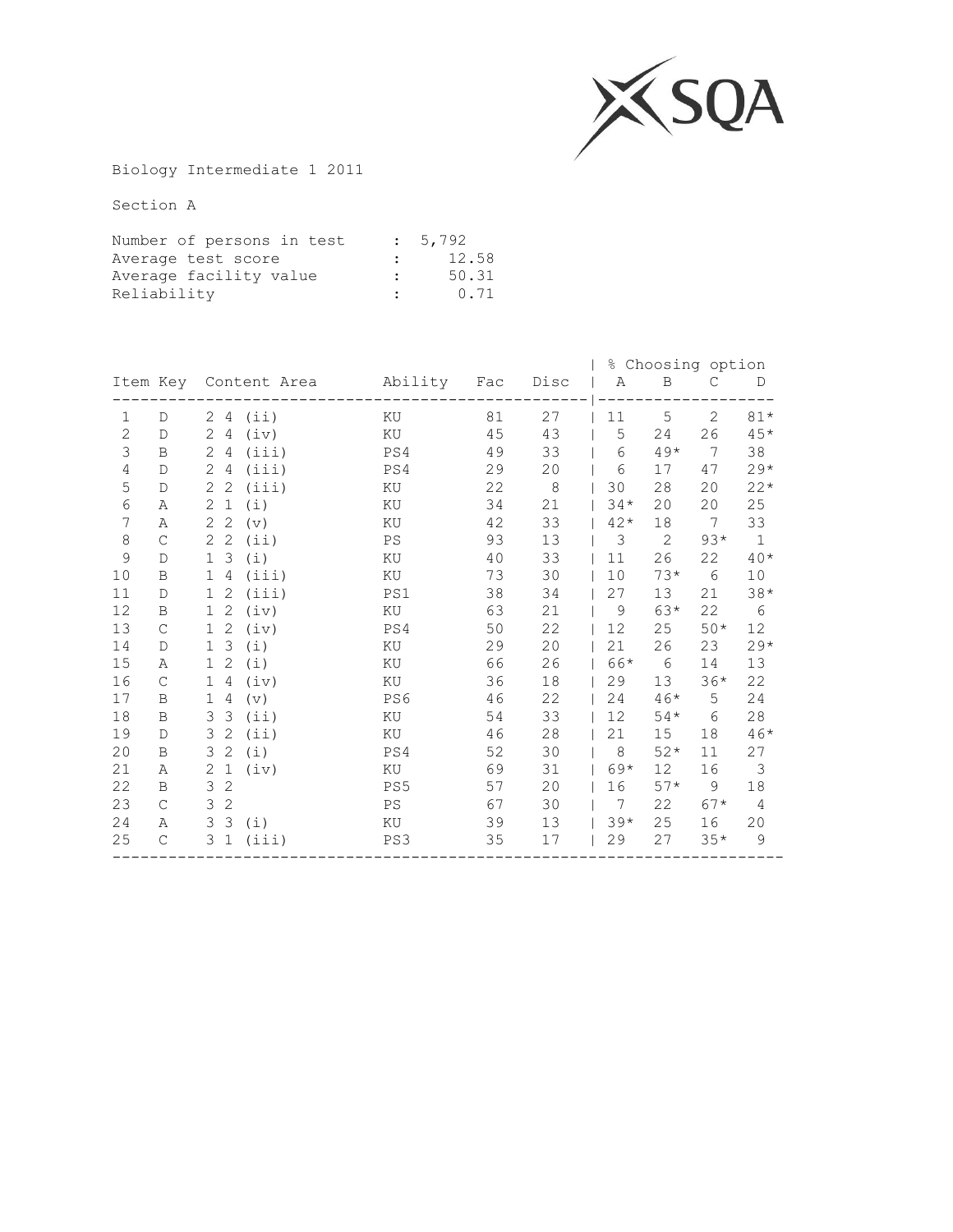Biology Intermediate 1 2011

Section A

Number of persons in test : 5,792
Average test score : 12.58
Average facility value : 50.31
Reliability : 0.71

| Item | Key | Content Area | Ability | Fac | Disc | % Choosing option A | B | C | D |
|---|---|---|---|---|---|---|---|---|---|
| 1 | D | 2 4 (ii) | KU | 81 | 27 | 11 | 5 | 2 | 81* |
| 2 | D | 2 4 (iv) | KU | 45 | 43 | 5 | 24 | 26 | 45* |
| 3 | B | 2 4 (iii) | PS4 | 49 | 33 | 6 | 49* | 7 | 38 |
| 4 | D | 2 4 (iii) | PS4 | 29 | 20 | 6 | 17 | 47 | 29* |
| 5 | D | 2 2 (iii) | KU | 22 | 8 | 30 | 28 | 20 | 22* |
| 6 | A | 2 1 (i) | KU | 34 | 21 | 34* | 20 | 20 | 25 |
| 7 | A | 2 2 (v) | KU | 42 | 33 | 42* | 18 | 7 | 33 |
| 8 | C | 2 2 (ii) | PS | 93 | 13 | 3 | 2 | 93* | 1 |
| 9 | D | 1 3 (i) | KU | 40 | 33 | 11 | 26 | 22 | 40* |
| 10 | B | 1 4 (iii) | KU | 73 | 30 | 10 | 73* | 6 | 10 |
| 11 | D | 1 2 (iii) | PS1 | 38 | 34 | 27 | 13 | 21 | 38* |
| 12 | B | 1 2 (iv) | KU | 63 | 21 | 9 | 63* | 22 | 6 |
| 13 | C | 1 2 (iv) | PS4 | 50 | 22 | 12 | 25 | 50* | 12 |
| 14 | D | 1 3 (i) | KU | 29 | 20 | 21 | 26 | 23 | 29* |
| 15 | A | 1 2 (i) | KU | 66 | 26 | 66* | 6 | 14 | 13 |
| 16 | C | 1 4 (iv) | KU | 36 | 18 | 29 | 13 | 36* | 22 |
| 17 | B | 1 4 (v) | PS6 | 46 | 22 | 24 | 46* | 5 | 24 |
| 18 | B | 3 3 (ii) | KU | 54 | 33 | 12 | 54* | 6 | 28 |
| 19 | D | 3 2 (ii) | KU | 46 | 28 | 21 | 15 | 18 | 46* |
| 20 | B | 3 2 (i) | PS4 | 52 | 30 | 8 | 52* | 11 | 27 |
| 21 | A | 2 1 (iv) | KU | 69 | 31 | 69* | 12 | 16 | 3 |
| 22 | B | 3 2 | PS5 | 57 | 20 | 16 | 57* | 9 | 18 |
| 23 | C | 3 2 | PS | 67 | 30 | 7 | 22 | 67* | 4 |
| 24 | A | 3 3 (i) | KU | 39 | 13 | 39* | 25 | 16 | 20 |
| 25 | C | 3 1 (iii) | PS3 | 35 | 17 | 29 | 27 | 35* | 9 |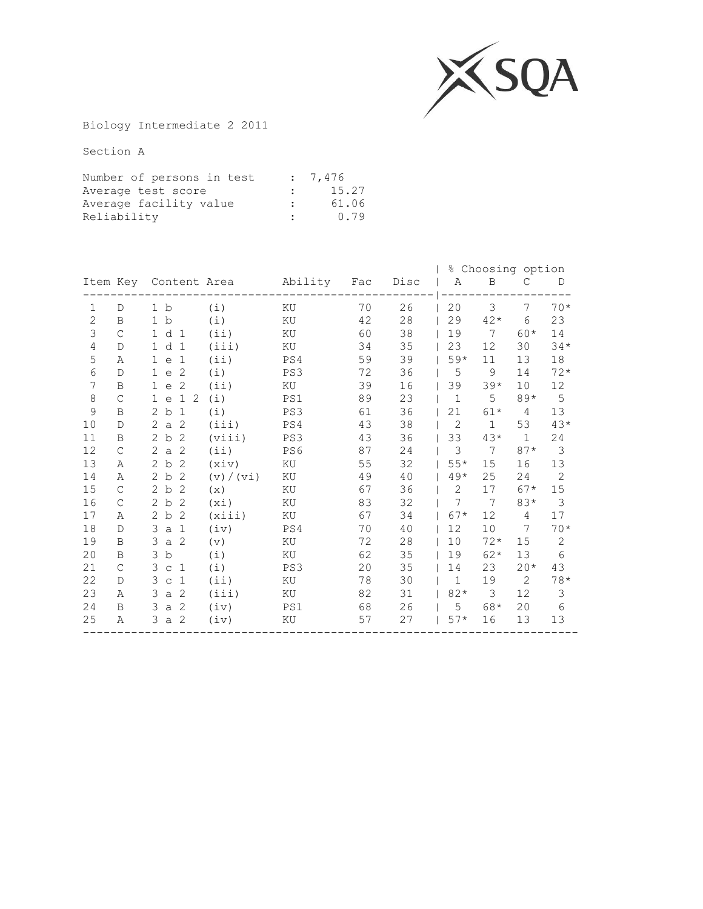SQA

Biology Intermediate 2 2011

Section A

Number of persons in test : 7,476
Average test score : 15.27
Average facility value : 61.06
Reliability : 0.79

| Item | Key | Content Area | | Ability | Fac | Disc | % Choosing option A | B | C | D |
|---|---|---|---|---|---|---|---|---|---|---|
| 1 | D | 1 b | (i) | KU | 70 | 26 | 20 | 3 | 7 | 70* |
| 2 | B | 1 b | (i) | KU | 42 | 28 | 29 | 42* | 6 | 23 |
| 3 | C | 1 d 1 | (ii) | KU | 60 | 38 | 19 | 7 | 60* | 14 |
| 4 | D | 1 d 1 | (iii) | KU | 34 | 35 | 23 | 12 | 30 | 34* |
| 5 | A | 1 e 1 | (ii) | PS4 | 59 | 39 | 59* | 11 | 13 | 18 |
| 6 | D | 1 e 2 | (i) | PS3 | 72 | 36 | 5 | 9 | 14 | 72* |
| 7 | B | 1 e 2 | (ii) | KU | 39 | 16 | 39 | 39* | 10 | 12 |
| 8 | C | 1 e 1 2 | (i) | PS1 | 89 | 23 | 1 | 5 | 89* | 5 |
| 9 | B | 2 b 1 | (i) | PS3 | 61 | 36 | 21 | 61* | 4 | 13 |
| 10 | D | 2 a 2 | (iii) | PS4 | 43 | 38 | 2 | 1 | 53 | 43* |
| 11 | B | 2 b 2 | (viii) | PS3 | 43 | 36 | 33 | 43* | 1 | 24 |
| 12 | C | 2 a 2 | (ii) | PS6 | 87 | 24 | 3 | 7 | 87* | 3 |
| 13 | A | 2 b 2 | (xiv) | KU | 55 | 32 | 55* | 15 | 16 | 13 |
| 14 | A | 2 b 2 | (v)/(vi) | KU | 49 | 40 | 49* | 25 | 24 | 2 |
| 15 | C | 2 b 2 | (x) | KU | 67 | 36 | 2 | 17 | 67* | 15 |
| 16 | C | 2 b 2 | (xi) | KU | 83 | 32 | 7 | 7 | 83* | 3 |
| 17 | A | 2 b 2 | (xiii) | KU | 67 | 34 | 67* | 12 | 4 | 17 |
| 18 | D | 3 a 1 | (iv) | PS4 | 70 | 40 | 12 | 10 | 7 | 70* |
| 19 | B | 3 a 2 | (v) | KU | 72 | 28 | 10 | 72* | 15 | 2 |
| 20 | B | 3 b | (i) | KU | 62 | 35 | 19 | 62* | 13 | 6 |
| 21 | C | 3 c 1 | (i) | PS3 | 20 | 35 | 14 | 23 | 20* | 43 |
| 22 | D | 3 c 1 | (ii) | KU | 78 | 30 | 1 | 19 | 2 | 78* |
| 23 | A | 3 a 2 | (iii) | KU | 82 | 31 | 82* | 3 | 12 | 3 |
| 24 | B | 3 a 2 | (iv) | PS1 | 68 | 26 | 5 | 68* | 20 | 6 |
| 25 | A | 3 a 2 | (iv) | KU | 57 | 27 | 57* | 16 | 13 | 13 |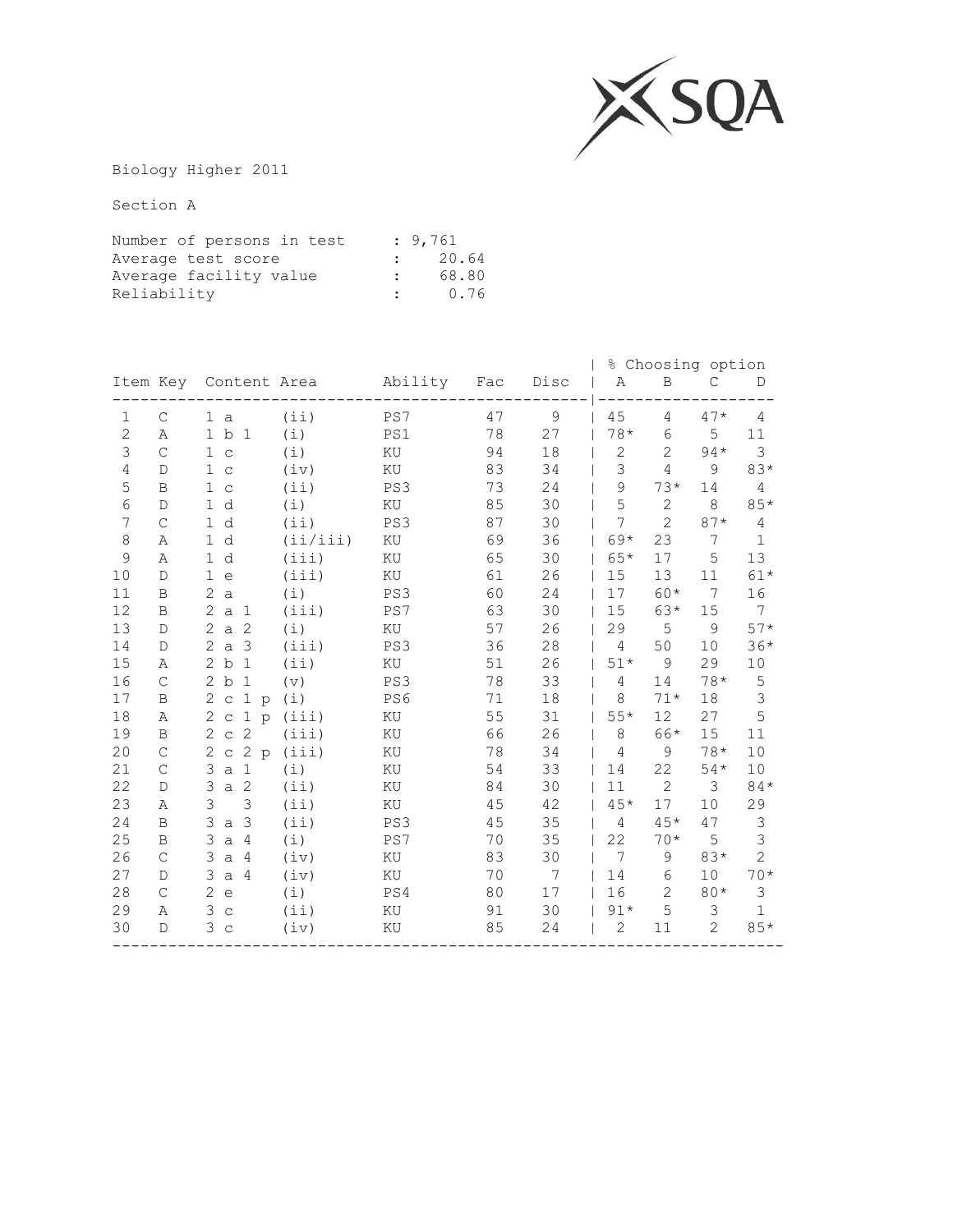Biology Higher 2011

Section A

| | |
|---|---|
| Number of persons in test | : 9,761 |
| Average test score | : 20.64 |
| Average facility value | : 68.80 |
| Reliability | : 0.76 |

| Item | Key | Content Area | | Ability | Fac | Disc | % Choosing option A | B | C | D |
|---|---|---|---|---|---|---|---|---|---|---|
| 1 | C | 1 a | (ii) | PS7 | 47 | 9 | 45 | 4 | 47* | 4 |
| 2 | A | 1 b 1 | (i) | PS1 | 78 | 27 | 78* | 6 | 5 | 11 |
| 3 | C | 1 c | (i) | KU | 94 | 18 | 2 | 2 | 94* | 3 |
| 4 | D | 1 c | (iv) | KU | 83 | 34 | 3 | 4 | 9 | 83* |
| 5 | B | 1 c | (ii) | PS3 | 73 | 24 | 9 | 73* | 14 | 4 |
| 6 | D | 1 d | (i) | KU | 85 | 30 | 5 | 2 | 8 | 85* |
| 7 | C | 1 d | (ii) | PS3 | 87 | 30 | 7 | 2 | 87* | 4 |
| 8 | A | 1 d | (ii/iii) | KU | 69 | 36 | 69* | 23 | 7 | 1 |
| 9 | A | 1 d | (iii) | KU | 65 | 30 | 65* | 17 | 5 | 13 |
| 10 | D | 1 e | (iii) | KU | 61 | 26 | 15 | 13 | 11 | 61* |
| 11 | B | 2 a | (i) | PS3 | 60 | 24 | 17 | 60* | 7 | 16 |
| 12 | B | 2 a 1 | (iii) | PS7 | 63 | 30 | 15 | 63* | 15 | 7 |
| 13 | D | 2 a 2 | (i) | KU | 57 | 26 | 29 | 5 | 9 | 57* |
| 14 | D | 2 a 3 | (iii) | PS3 | 36 | 28 | 4 | 50 | 10 | 36* |
| 15 | A | 2 b 1 | (ii) | KU | 51 | 26 | 51* | 9 | 29 | 10 |
| 16 | C | 2 b 1 | (v) | PS3 | 78 | 33 | 4 | 14 | 78* | 5 |
| 17 | B | 2 c 1 p | (i) | PS6 | 71 | 18 | 8 | 71* | 18 | 3 |
| 18 | A | 2 c 1 p | (iii) | KU | 55 | 31 | 55* | 12 | 27 | 5 |
| 19 | B | 2 c 2 | (iii) | KU | 66 | 26 | 8 | 66* | 15 | 11 |
| 20 | C | 2 c 2 p | (iii) | KU | 78 | 34 | 4 | 9 | 78* | 10 |
| 21 | C | 3 a 1 | (i) | KU | 54 | 33 | 14 | 22 | 54* | 10 |
| 22 | D | 3 a 2 | (ii) | KU | 84 | 30 | 11 | 2 | 3 | 84* |
| 23 | A | 3 3 | (ii) | KU | 45 | 42 | 45* | 17 | 10 | 29 |
| 24 | B | 3 a 3 | (ii) | PS3 | 45 | 35 | 4 | 45* | 47 | 3 |
| 25 | B | 3 a 4 | (i) | PS7 | 70 | 35 | 22 | 70* | 5 | 3 |
| 26 | C | 3 a 4 | (iv) | KU | 83 | 30 | 7 | 9 | 83* | 2 |
| 27 | D | 3 a 4 | (iv) | KU | 70 | 7 | 14 | 6 | 10 | 70* |
| 28 | C | 2 e | (i) | PS4 | 80 | 17 | 16 | 2 | 80* | 3 |
| 29 | A | 3 c | (ii) | KU | 91 | 30 | 91* | 5 | 3 | 1 |
| 30 | D | 3 c | (iv) | KU | 85 | 24 | 2 | 11 | 2 | 85* |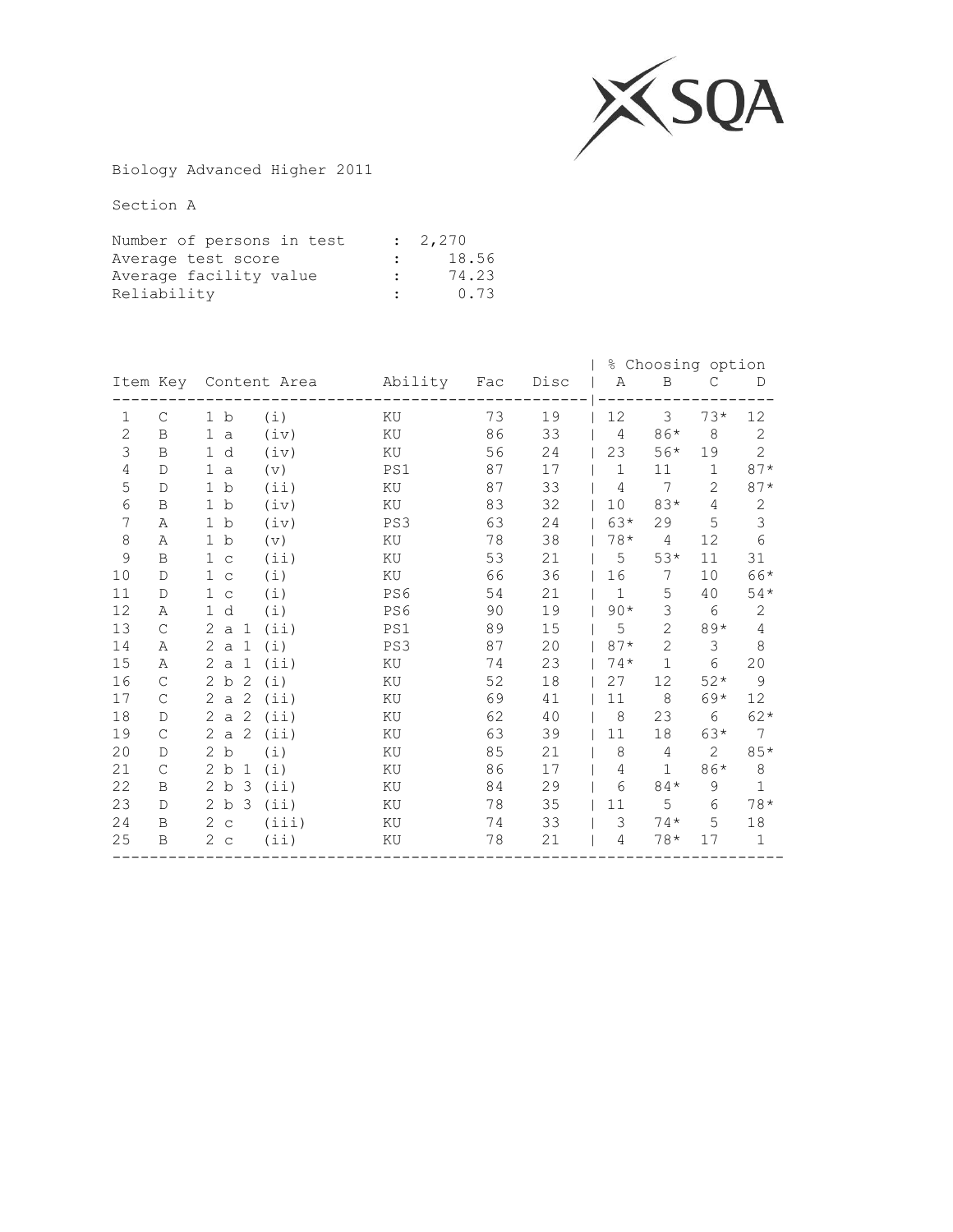Biology Advanced Higher 2011

Section A

| | | |
|---|---|---|
| Number of persons in test | : | 2,270 |
| Average test score | : | 18.56 |
| Average facility value | : | 74.23 |
| Reliability | : | 0.73 |

| Item | Key | Content Area | Ability | Fac | Disc | % Choosing option A | B | C | D |
|---|---|---|---|---|---|---|---|---|---|
| 1 | C | 1 b (i) | KU | 73 | 19 | 12 | 3 | 73* | 12 |
| 2 | B | 1 a (iv) | KU | 86 | 33 | 4 | 86* | 8 | 2 |
| 3 | B | 1 d (iv) | KU | 56 | 24 | 23 | 56* | 19 | 2 |
| 4 | D | 1 a (v) | PS1 | 87 | 17 | 1 | 11 | 1 | 87* |
| 5 | D | 1 b (ii) | KU | 87 | 33 | 4 | 7 | 2 | 87* |
| 6 | B | 1 b (iv) | KU | 83 | 32 | 10 | 83* | 4 | 2 |
| 7 | A | 1 b (iv) | PS3 | 63 | 24 | 63* | 29 | 5 | 3 |
| 8 | A | 1 b (v) | KU | 78 | 38 | 78* | 4 | 12 | 6 |
| 9 | B | 1 c (ii) | KU | 53 | 21 | 5 | 53* | 11 | 31 |
| 10 | D | 1 c (i) | KU | 66 | 36 | 16 | 7 | 10 | 66* |
| 11 | D | 1 c (i) | PS6 | 54 | 21 | 1 | 5 | 40 | 54* |
| 12 | A | 1 d (i) | PS6 | 90 | 19 | 90* | 3 | 6 | 2 |
| 13 | C | 2 a 1 (ii) | PS1 | 89 | 15 | 5 | 2 | 89* | 4 |
| 14 | A | 2 a 1 (i) | PS3 | 87 | 20 | 87* | 2 | 3 | 8 |
| 15 | A | 2 a 1 (ii) | KU | 74 | 23 | 74* | 1 | 6 | 20 |
| 16 | C | 2 b 2 (i) | KU | 52 | 18 | 27 | 12 | 52* | 9 |
| 17 | C | 2 a 2 (ii) | KU | 69 | 41 | 11 | 8 | 69* | 12 |
| 18 | D | 2 a 2 (ii) | KU | 62 | 40 | 8 | 23 | 6 | 62* |
| 19 | C | 2 a 2 (ii) | KU | 63 | 39 | 11 | 18 | 63* | 7 |
| 20 | D | 2 b (i) | KU | 85 | 21 | 8 | 4 | 2 | 85* |
| 21 | C | 2 b 1 (i) | KU | 86 | 17 | 4 | 1 | 86* | 8 |
| 22 | B | 2 b 3 (ii) | KU | 84 | 29 | 6 | 84* | 9 | 1 |
| 23 | D | 2 b 3 (ii) | KU | 78 | 35 | 11 | 5 | 6 | 78* |
| 24 | B | 2 c (iii) | KU | 74 | 33 | 3 | 74* | 5 | 18 |
| 25 | B | 2 c (ii) | KU | 78 | 21 | 4 | 78* | 17 | 1 |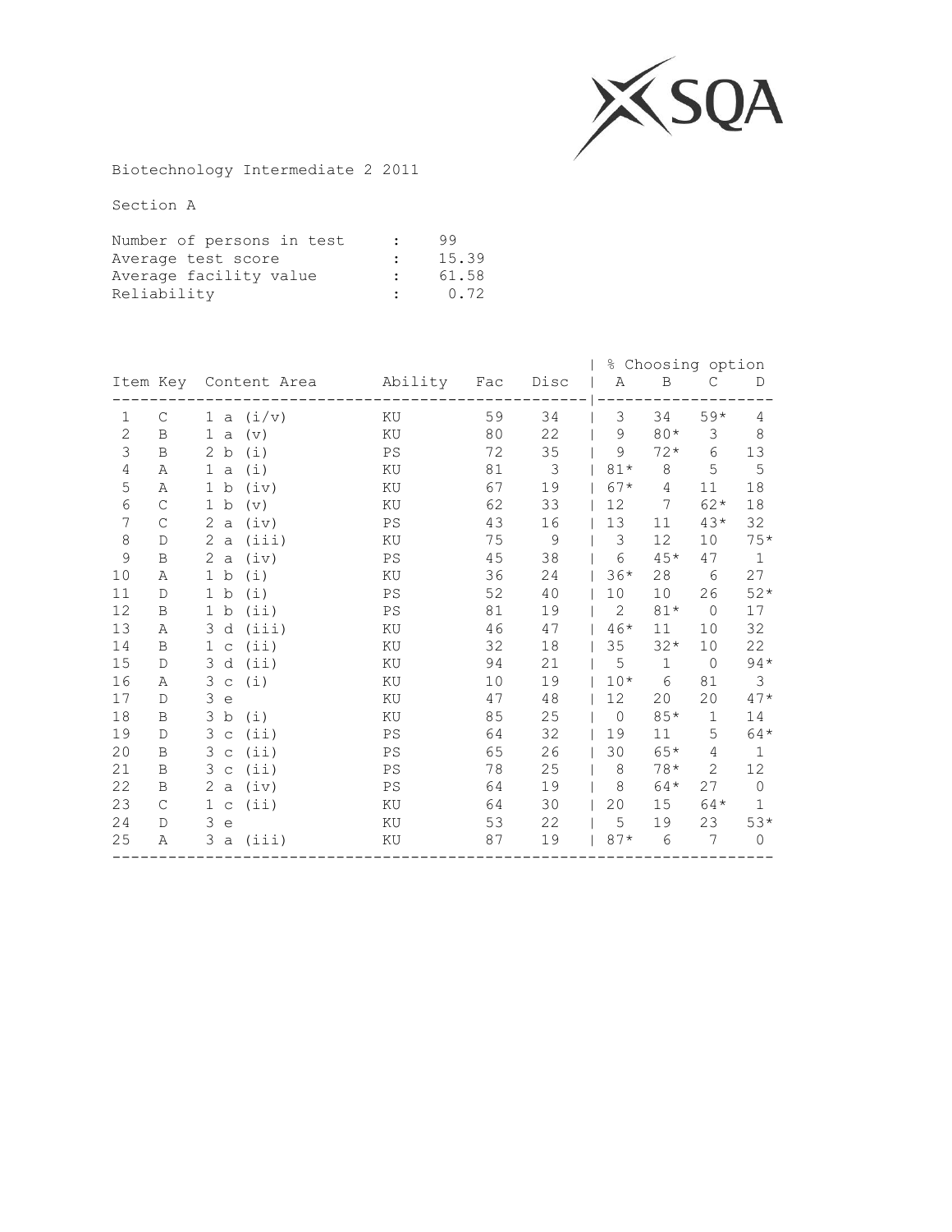Biotechnology Intermediate 2 2011

Section A

| | | |
|---|---|---|
| Number of persons in test | : | 99 |
| Average test score | : | 15.39 |
| Average facility value | : | 61.58 |
| Reliability | : | 0.72 |

| Item | Key | Content Area | Ability | Fac | Disc | % Choosing option A | B | C | D |
|---|---|---|---|---|---|---|---|---|---|
| 1 | C | 1 a (i/v) | KU | 59 | 34 | 3 | 34 | 59* | 4 |
| 2 | B | 1 a (v) | KU | 80 | 22 | 9 | 80* | 3 | 8 |
| 3 | B | 2 b (i) | PS | 72 | 35 | 9 | 72* | 6 | 13 |
| 4 | A | 1 a (i) | KU | 81 | 3 | 81* | 8 | 5 | 5 |
| 5 | A | 1 b (iv) | KU | 67 | 19 | 67* | 4 | 11 | 18 |
| 6 | C | 1 b (v) | KU | 62 | 33 | 12 | 7 | 62* | 18 |
| 7 | C | 2 a (iv) | PS | 43 | 16 | 13 | 11 | 43* | 32 |
| 8 | D | 2 a (iii) | KU | 75 | 9 | 3 | 12 | 10 | 75* |
| 9 | B | 2 a (iv) | PS | 45 | 38 | 6 | 45* | 47 | 1 |
| 10 | A | 1 b (i) | KU | 36 | 24 | 36* | 28 | 6 | 27 |
| 11 | D | 1 b (i) | PS | 52 | 40 | 10 | 10 | 26 | 52* |
| 12 | B | 1 b (ii) | PS | 81 | 19 | 2 | 81* | 0 | 17 |
| 13 | A | 3 d (iii) | KU | 46 | 47 | 46* | 11 | 10 | 32 |
| 14 | B | 1 c (ii) | KU | 32 | 18 | 35 | 32* | 10 | 22 |
| 15 | D | 3 d (ii) | KU | 94 | 21 | 5 | 1 | 0 | 94* |
| 16 | A | 3 c (i) | KU | 10 | 19 | 10* | 6 | 81 | 3 |
| 17 | D | 3 e | KU | 47 | 48 | 12 | 20 | 20 | 47* |
| 18 | B | 3 b (i) | KU | 85 | 25 | 0 | 85* | 1 | 14 |
| 19 | D | 3 c (ii) | PS | 64 | 32 | 19 | 11 | 5 | 64* |
| 20 | B | 3 c (ii) | PS | 65 | 26 | 30 | 65* | 4 | 1 |
| 21 | B | 3 c (ii) | PS | 78 | 25 | 8 | 78* | 2 | 12 |
| 22 | B | 2 a (iv) | PS | 64 | 19 | 8 | 64* | 27 | 0 |
| 23 | C | 1 c (ii) | KU | 64 | 30 | 20 | 15 | 64* | 1 |
| 24 | D | 3 e | KU | 53 | 22 | 5 | 19 | 23 | 53* |
| 25 | A | 3 a (iii) | KU | 87 | 19 | 87* | 6 | 7 | 0 |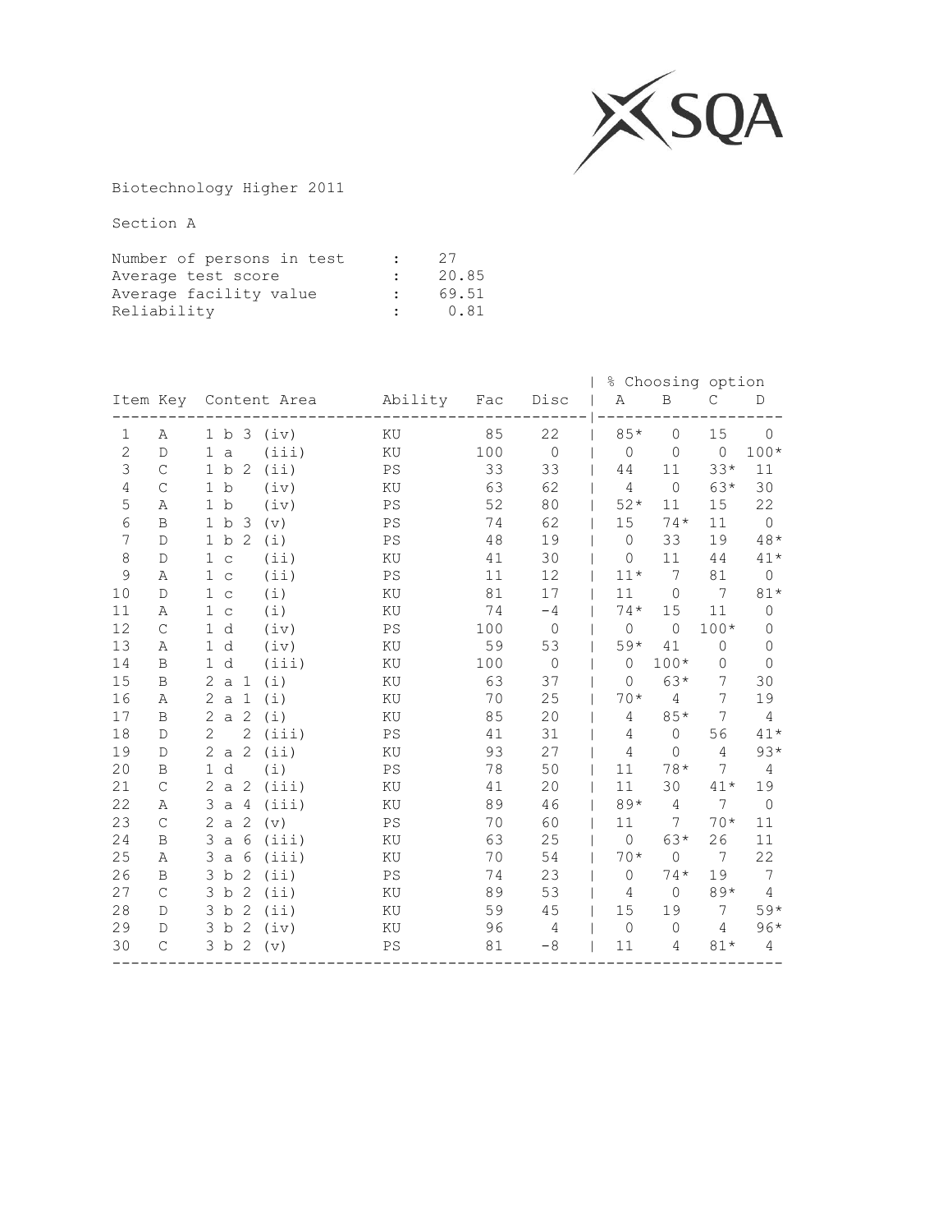Biotechnology Higher 2011

Section A

Number of persons in test : 27
Average test score : 20.85
Average facility value : 69.51
Reliability : 0.81

| Item | Key | Content Area | Ability | Fac | Disc | % Choosing option A | B | C | D |
|---|---|---|---|---|---|---|---|---|---|
| 1 | A | 1 b 3 (iv) | KU | 85 | 22 | 85* | 0 | 15 | 0 |
| 2 | D | 1 a (iii) | KU | 100 | 0 | 0 | 0 | 0 | 100* |
| 3 | C | 1 b 2 (ii) | PS | 33 | 33 | 44 | 11 | 33* | 11 |
| 4 | C | 1 b (iv) | KU | 63 | 62 | 4 | 0 | 63* | 30 |
| 5 | A | 1 b (iv) | PS | 52 | 80 | 52* | 11 | 15 | 22 |
| 6 | B | 1 b 3 (v) | PS | 74 | 62 | 15 | 74* | 11 | 0 |
| 7 | D | 1 b 2 (i) | PS | 48 | 19 | 0 | 33 | 19 | 48* |
| 8 | D | 1 c (ii) | KU | 41 | 30 | 0 | 11 | 44 | 41* |
| 9 | A | 1 c (ii) | PS | 11 | 12 | 11* | 7 | 81 | 0 |
| 10 | D | 1 c (i) | KU | 81 | 17 | 11 | 0 | 7 | 81* |
| 11 | A | 1 c (i) | KU | 74 | -4 | 74* | 15 | 11 | 0 |
| 12 | C | 1 d (iv) | PS | 100 | 0 | 0 | 0 | 100* | 0 |
| 13 | A | 1 d (iv) | KU | 59 | 53 | 59* | 41 | 0 | 0 |
| 14 | B | 1 d (iii) | KU | 100 | 0 | 0 | 100* | 0 | 0 |
| 15 | B | 2 a 1 (i) | KU | 63 | 37 | 0 | 63* | 7 | 30 |
| 16 | A | 2 a 1 (i) | KU | 70 | 25 | 70* | 4 | 7 | 19 |
| 17 | B | 2 a 2 (i) | KU | 85 | 20 | 4 | 85* | 7 | 4 |
| 18 | D | 2 2 (iii) | PS | 41 | 31 | 4 | 0 | 56 | 41* |
| 19 | D | 2 a 2 (ii) | KU | 93 | 27 | 4 | 0 | 4 | 93* |
| 20 | B | 1 d (i) | PS | 78 | 50 | 11 | 78* | 7 | 4 |
| 21 | C | 2 a 2 (iii) | KU | 41 | 20 | 11 | 30 | 41* | 19 |
| 22 | A | 3 a 4 (iii) | KU | 89 | 46 | 89* | 4 | 7 | 0 |
| 23 | C | 2 a 2 (v) | PS | 70 | 60 | 11 | 7 | 70* | 11 |
| 24 | B | 3 a 6 (iii) | KU | 63 | 25 | 0 | 63* | 26 | 11 |
| 25 | A | 3 a 6 (iii) | KU | 70 | 54 | 70* | 0 | 7 | 22 |
| 26 | B | 3 b 2 (ii) | PS | 74 | 23 | 0 | 74* | 19 | 7 |
| 27 | C | 3 b 2 (ii) | KU | 89 | 53 | 4 | 0 | 89* | 4 |
| 28 | D | 3 b 2 (ii) | KU | 59 | 45 | 15 | 19 | 7 | 59* |
| 29 | D | 3 b 2 (iv) | KU | 96 | 4 | 0 | 0 | 4 | 96* |
| 30 | C | 3 b 2 (v) | PS | 81 | -8 | 11 | 4 | 81* | 4 |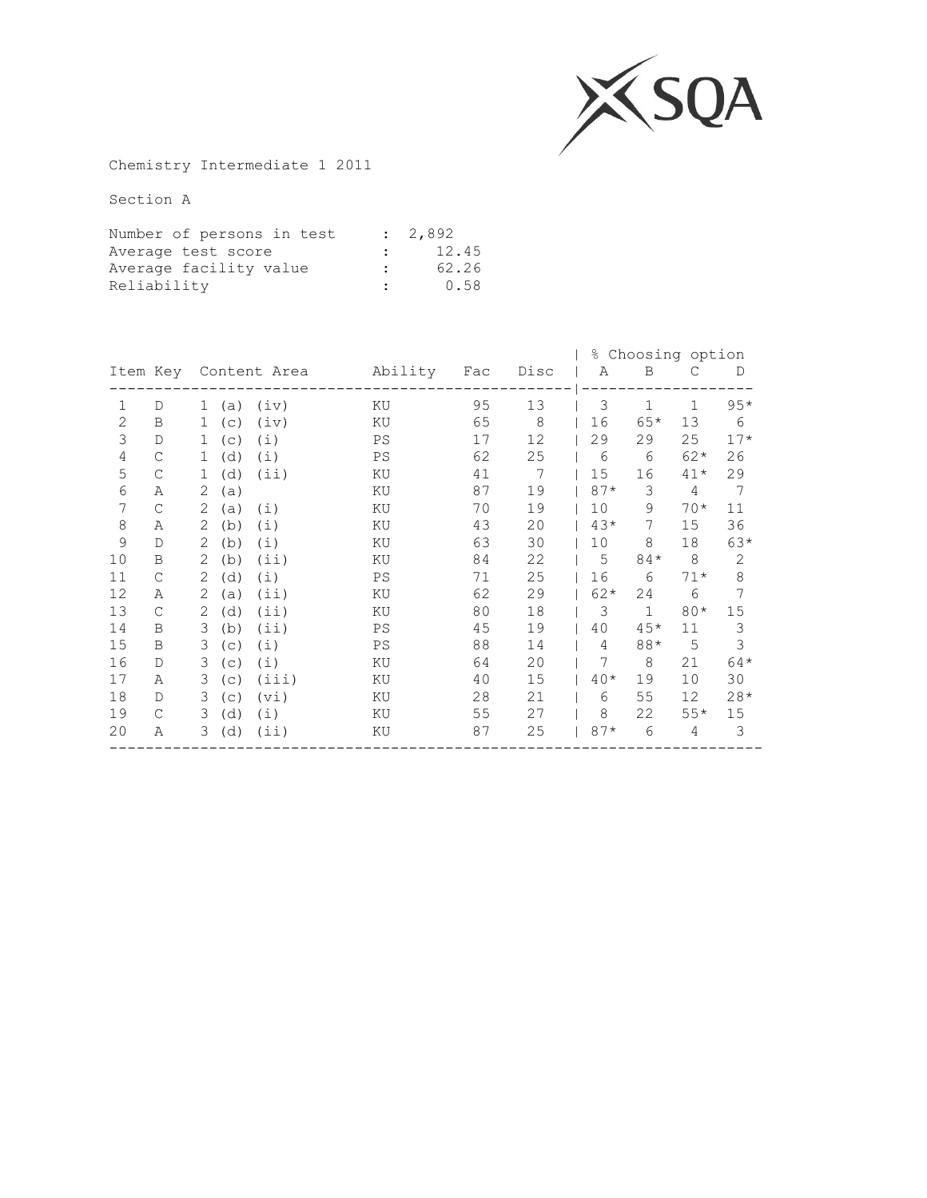Chemistry Intermediate 1 2011

Section A

| | | |
|---|---|---|
| Number of persons in test | : | 2,892 |
| Average test score | : | 12.45 |
| Average facility value | : | 62.26 |
| Reliability | : | 0.58 |

| Item | Key | Content Area | Ability | Fac | Disc | % Choosing option A | B | C | D |
|---|---|---|---|---|---|---|---|---|---|
| 1 | D | 1 (a) (iv) | KU | 95 | 13 | 3 | 1 | 1 | 95* |
| 2 | B | 1 (c) (iv) | KU | 65 | 8 | 16 | 65* | 13 | 6 |
| 3 | D | 1 (c) (i) | PS | 17 | 12 | 29 | 29 | 25 | 17* |
| 4 | C | 1 (d) (i) | PS | 62 | 25 | 6 | 6 | 62* | 26 |
| 5 | C | 1 (d) (ii) | KU | 41 | 7 | 15 | 16 | 41* | 29 |
| 6 | A | 2 (a) | KU | 87 | 19 | 87* | 3 | 4 | 7 |
| 7 | C | 2 (a) (i) | KU | 70 | 19 | 10 | 9 | 70* | 11 |
| 8 | A | 2 (b) (i) | KU | 43 | 20 | 43* | 7 | 15 | 36 |
| 9 | D | 2 (b) (i) | KU | 63 | 30 | 10 | 8 | 18 | 63* |
| 10 | B | 2 (b) (ii) | KU | 84 | 22 | 5 | 84* | 8 | 2 |
| 11 | C | 2 (d) (i) | PS | 71 | 25 | 16 | 6 | 71* | 8 |
| 12 | A | 2 (a) (ii) | KU | 62 | 29 | 62* | 24 | 6 | 7 |
| 13 | C | 2 (d) (ii) | KU | 80 | 18 | 3 | 1 | 80* | 15 |
| 14 | B | 3 (b) (ii) | PS | 45 | 19 | 40 | 45* | 11 | 3 |
| 15 | B | 3 (c) (i) | PS | 88 | 14 | 4 | 88* | 5 | 3 |
| 16 | D | 3 (c) (i) | KU | 64 | 20 | 7 | 8 | 21 | 64* |
| 17 | A | 3 (c) (iii) | KU | 40 | 15 | 40* | 19 | 10 | 30 |
| 18 | D | 3 (c) (vi) | KU | 28 | 21 | 6 | 55 | 12 | 28* |
| 19 | C | 3 (d) (i) | KU | 55 | 27 | 8 | 22 | 55* | 15 |
| 20 | A | 3 (d) (ii) | KU | 87 | 25 | 87* | 6 | 4 | 3 |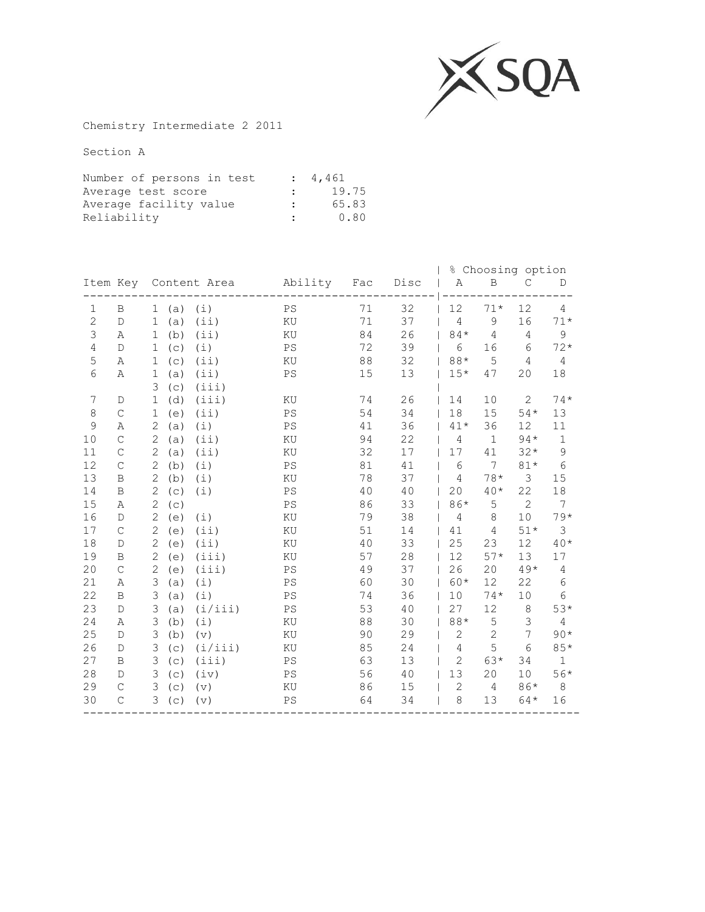Chemistry Intermediate 2 2011

Section A

Number of persons in test : 4,461
Average test score : 19.75
Average facility value : 65.83
Reliability : 0.80

| Item | Key | Content Area | Ability | Fac | Disc | % Choosing option A | B | C | D |
|---|---|---|---|---|---|---|---|---|---|
| 1 | B | 1 (a) (i) | PS | 71 | 32 | 12 | 71* | 12 | 4 |
| 2 | D | 1 (a) (ii) | KU | 71 | 37 | 4 | 9 | 16 | 71* |
| 3 | A | 1 (b) (ii) | KU | 84 | 26 | 84* | 4 | 4 | 9 |
| 4 | D | 1 (c) (i) | PS | 72 | 39 | 6 | 16 | 6 | 72* |
| 5 | A | 1 (c) (ii) | KU | 88 | 32 | 88* | 5 | 4 | 4 |
| 6 | A | 1 (a) (ii) 3 (c) (iii) | PS | 15 | 13 | 15* | 47 | 20 | 18 |
| 7 | D | 1 (d) (iii) | KU | 74 | 26 | 14 | 10 | 2 | 74* |
| 8 | C | 1 (e) (ii) | PS | 54 | 34 | 18 | 15 | 54* | 13 |
| 9 | A | 2 (a) (i) | PS | 41 | 36 | 41* | 36 | 12 | 11 |
| 10 | C | 2 (a) (ii) | KU | 94 | 22 | 4 | 1 | 94* | 1 |
| 11 | C | 2 (a) (ii) | KU | 32 | 17 | 17 | 41 | 32* | 9 |
| 12 | C | 2 (b) (i) | PS | 81 | 41 | 6 | 7 | 81* | 6 |
| 13 | B | 2 (b) (i) | KU | 78 | 37 | 4 | 78* | 3 | 15 |
| 14 | B | 2 (c) (i) | PS | 40 | 40 | 20 | 40* | 22 | 18 |
| 15 | A | 2 (c) | PS | 86 | 33 | 86* | 5 | 2 | 7 |
| 16 | D | 2 (e) (i) | KU | 79 | 38 | 4 | 8 | 10 | 79* |
| 17 | C | 2 (e) (ii) | KU | 51 | 14 | 41 | 4 | 51* | 3 |
| 18 | D | 2 (e) (ii) | KU | 40 | 33 | 25 | 23 | 12 | 40* |
| 19 | B | 2 (e) (iii) | KU | 57 | 28 | 12 | 57* | 13 | 17 |
| 20 | C | 2 (e) (iii) | PS | 49 | 37 | 26 | 20 | 49* | 4 |
| 21 | A | 3 (a) (i) | PS | 60 | 30 | 60* | 12 | 22 | 6 |
| 22 | B | 3 (a) (i) | PS | 74 | 36 | 10 | 74* | 10 | 6 |
| 23 | D | 3 (a) (i/iii) | PS | 53 | 40 | 27 | 12 | 8 | 53* |
| 24 | A | 3 (b) (i) | KU | 88 | 30 | 88* | 5 | 3 | 4 |
| 25 | D | 3 (b) (v) | KU | 90 | 29 | 2 | 2 | 7 | 90* |
| 26 | D | 3 (c) (i/iii) | KU | 85 | 24 | 4 | 5 | 6 | 85* |
| 27 | B | 3 (c) (iii) | PS | 63 | 13 | 2 | 63* | 34 | 1 |
| 28 | D | 3 (c) (iv) | PS | 56 | 40 | 13 | 20 | 10 | 56* |
| 29 | C | 3 (c) (v) | KU | 86 | 15 | 2 | 4 | 86* | 8 |
| 30 | C | 3 (c) (v) | PS | 64 | 34 | 8 | 13 | 64* | 16 |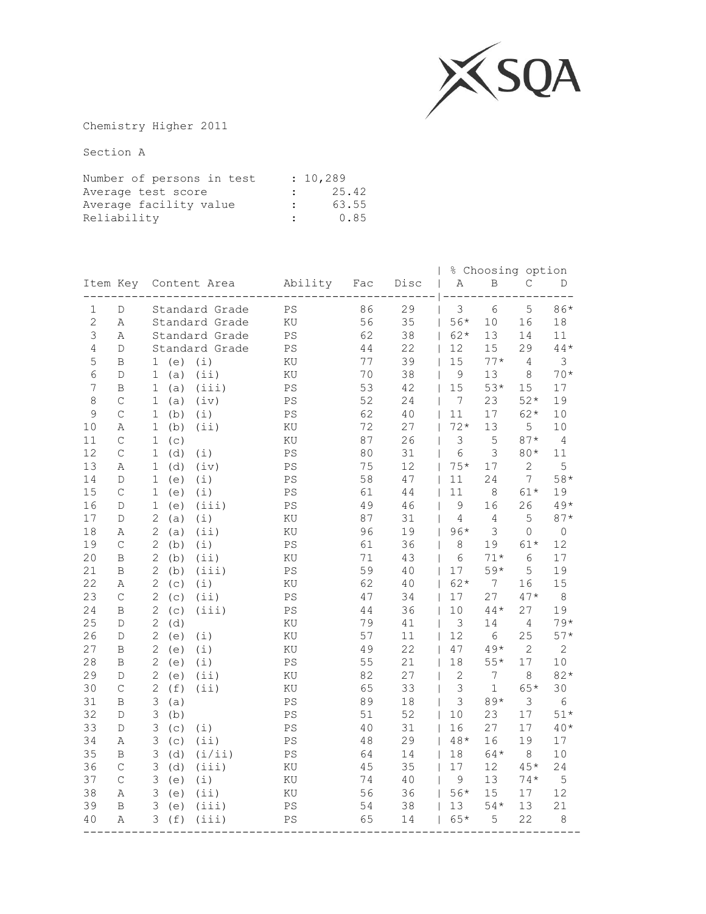Chemistry Higher 2011

Section A

Number of persons in test : 10,289
Average test score : 25.42
Average facility value : 63.55
Reliability : 0.85

| Item | Key | Content Area | Ability | Fac | Disc | % Choosing option A | B | C | D |
|---|---|---|---|---|---|---|---|---|---|
| 1 | D | Standard Grade | PS | 86 | 29 | 3 | 6 | 5 | 86* |
| 2 | A | Standard Grade | KU | 56 | 35 | 56* | 10 | 16 | 18 |
| 3 | A | Standard Grade | PS | 62 | 38 | 62* | 13 | 14 | 11 |
| 4 | D | Standard Grade | PS | 44 | 22 | 12 | 15 | 29 | 44* |
| 5 | B | 1 (e) (i) | KU | 77 | 39 | 15 | 77* | 4 | 3 |
| 6 | D | 1 (a) (ii) | KU | 70 | 38 | 9 | 13 | 8 | 70* |
| 7 | B | 1 (a) (iii) | PS | 53 | 42 | 15 | 53* | 15 | 17 |
| 8 | C | 1 (a) (iv) | PS | 52 | 24 | 7 | 23 | 52* | 19 |
| 9 | C | 1 (b) (i) | PS | 62 | 40 | 11 | 17 | 62* | 10 |
| 10 | A | 1 (b) (ii) | KU | 72 | 27 | 72* | 13 | 5 | 10 |
| 11 | C | 1 (c) | KU | 87 | 26 | 3 | 5 | 87* | 4 |
| 12 | C | 1 (d) (i) | PS | 80 | 31 | 6 | 3 | 80* | 11 |
| 13 | A | 1 (d) (iv) | PS | 75 | 12 | 75* | 17 | 2 | 5 |
| 14 | D | 1 (e) (i) | PS | 58 | 47 | 11 | 24 | 7 | 58* |
| 15 | C | 1 (e) (i) | PS | 61 | 44 | 11 | 8 | 61* | 19 |
| 16 | D | 1 (e) (iii) | PS | 49 | 46 | 9 | 16 | 26 | 49* |
| 17 | D | 2 (a) (i) | KU | 87 | 31 | 4 | 4 | 5 | 87* |
| 18 | A | 2 (a) (ii) | KU | 96 | 19 | 96* | 3 | 0 | 0 |
| 19 | C | 2 (b) (i) | PS | 61 | 36 | 8 | 19 | 61* | 12 |
| 20 | B | 2 (b) (ii) | KU | 71 | 43 | 6 | 71* | 6 | 17 |
| 21 | B | 2 (b) (iii) | PS | 59 | 40 | 17 | 59* | 5 | 19 |
| 22 | A | 2 (c) (i) | KU | 62 | 40 | 62* | 7 | 16 | 15 |
| 23 | C | 2 (c) (ii) | PS | 47 | 34 | 17 | 27 | 47* | 8 |
| 24 | B | 2 (c) (iii) | PS | 44 | 36 | 10 | 44* | 27 | 19 |
| 25 | D | 2 (d) | KU | 79 | 41 | 3 | 14 | 4 | 79* |
| 26 | D | 2 (e) (i) | KU | 57 | 11 | 12 | 6 | 25 | 57* |
| 27 | B | 2 (e) (i) | KU | 49 | 22 | 47 | 49* | 2 | 2 |
| 28 | B | 2 (e) (i) | PS | 55 | 21 | 18 | 55* | 17 | 10 |
| 29 | D | 2 (e) (ii) | KU | 82 | 27 | 2 | 7 | 8 | 82* |
| 30 | C | 2 (f) (ii) | KU | 65 | 33 | 3 | 1 | 65* | 30 |
| 31 | B | 3 (a) | PS | 89 | 18 | 3 | 89* | 3 | 6 |
| 32 | D | 3 (b) | PS | 51 | 52 | 10 | 23 | 17 | 51* |
| 33 | D | 3 (c) (i) | PS | 40 | 31 | 16 | 27 | 17 | 40* |
| 34 | A | 3 (c) (ii) | PS | 48 | 29 | 48* | 16 | 19 | 17 |
| 35 | B | 3 (d) (i/ii) | PS | 64 | 14 | 18 | 64* | 8 | 10 |
| 36 | C | 3 (d) (iii) | KU | 45 | 35 | 17 | 12 | 45* | 24 |
| 37 | C | 3 (e) (i) | KU | 74 | 40 | 9 | 13 | 74* | 5 |
| 38 | A | 3 (e) (ii) | KU | 56 | 36 | 56* | 15 | 17 | 12 |
| 39 | B | 3 (e) (iii) | PS | 54 | 38 | 13 | 54* | 13 | 21 |
| 40 | A | 3 (f) (iii) | PS | 65 | 14 | 65* | 5 | 22 | 8 |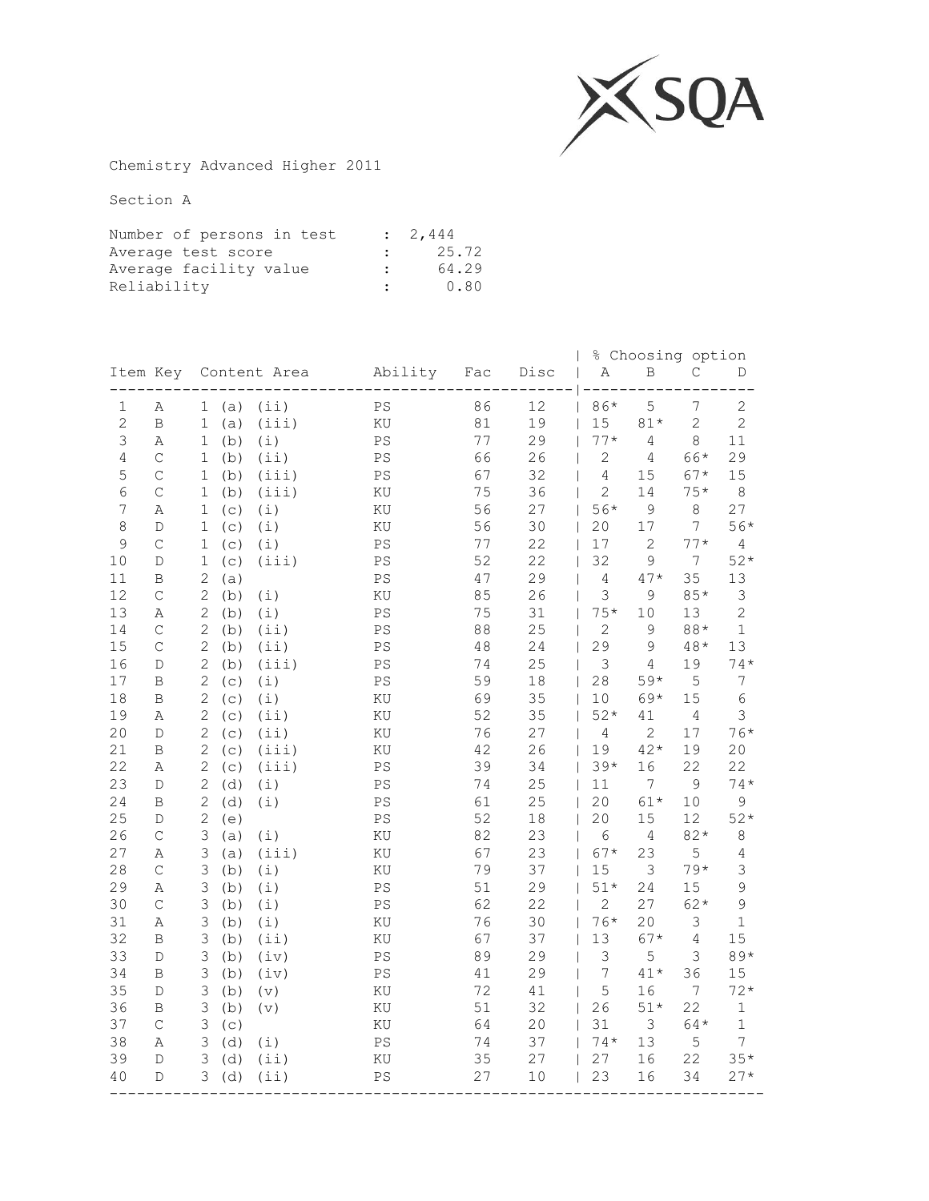SQA

Chemistry Advanced Higher 2011

Section A

| | | |
|---|---|---|
| Number of persons in test | : | 2,444 |
| Average test score | : | 25.72 |
| Average facility value | : | 64.29 |
| Reliability | : | 0.80 |

| Item | Key | Content Area | Ability | Fac | Disc | % Choosing option A | B | C | D |
|---|---|---|---|---|---|---|---|---|---|
| 1 | A | 1 (a) (ii) | PS | 86 | 12 | 86* | 5 | 7 | 2 |
| 2 | B | 1 (a) (iii) | KU | 81 | 19 | 15 | 81* | 2 | 2 |
| 3 | A | 1 (b) (i) | PS | 77 | 29 | 77* | 4 | 8 | 11 |
| 4 | C | 1 (b) (ii) | PS | 66 | 26 | 2 | 4 | 66* | 29 |
| 5 | C | 1 (b) (iii) | PS | 67 | 32 | 4 | 15 | 67* | 15 |
| 6 | C | 1 (b) (iii) | KU | 75 | 36 | 2 | 14 | 75* | 8 |
| 7 | A | 1 (c) (i) | KU | 56 | 27 | 56* | 9 | 8 | 27 |
| 8 | D | 1 (c) (i) | KU | 56 | 30 | 20 | 17 | 7 | 56* |
| 9 | C | 1 (c) (i) | PS | 77 | 22 | 17 | 2 | 77* | 4 |
| 10 | D | 1 (c) (iii) | PS | 52 | 22 | 32 | 9 | 7 | 52* |
| 11 | B | 2 (a) | PS | 47 | 29 | 4 | 47* | 35 | 13 |
| 12 | C | 2 (b) (i) | KU | 85 | 26 | 3 | 9 | 85* | 3 |
| 13 | A | 2 (b) (i) | PS | 75 | 31 | 75* | 10 | 13 | 2 |
| 14 | C | 2 (b) (ii) | PS | 88 | 25 | 2 | 9 | 88* | 1 |
| 15 | C | 2 (b) (ii) | PS | 48 | 24 | 29 | 9 | 48* | 13 |
| 16 | D | 2 (b) (iii) | PS | 74 | 25 | 3 | 4 | 19 | 74* |
| 17 | B | 2 (c) (i) | PS | 59 | 18 | 28 | 59* | 5 | 7 |
| 18 | B | 2 (c) (i) | KU | 69 | 35 | 10 | 69* | 15 | 6 |
| 19 | A | 2 (c) (ii) | KU | 52 | 35 | 52* | 41 | 4 | 3 |
| 20 | D | 2 (c) (ii) | KU | 76 | 27 | 4 | 2 | 17 | 76* |
| 21 | B | 2 (c) (iii) | KU | 42 | 26 | 19 | 42* | 19 | 20 |
| 22 | A | 2 (c) (iii) | PS | 39 | 34 | 39* | 16 | 22 | 22 |
| 23 | D | 2 (d) (i) | PS | 74 | 25 | 11 | 7 | 9 | 74* |
| 24 | B | 2 (d) (i) | PS | 61 | 25 | 20 | 61* | 10 | 9 |
| 25 | D | 2 (e) | PS | 52 | 18 | 20 | 15 | 12 | 52* |
| 26 | C | 3 (a) (i) | KU | 82 | 23 | 6 | 4 | 82* | 8 |
| 27 | A | 3 (a) (iii) | KU | 67 | 23 | 67* | 23 | 5 | 4 |
| 28 | C | 3 (b) (i) | KU | 79 | 37 | 15 | 3 | 79* | 3 |
| 29 | A | 3 (b) (i) | PS | 51 | 29 | 51* | 24 | 15 | 9 |
| 30 | C | 3 (b) (i) | PS | 62 | 22 | 2 | 27 | 62* | 9 |
| 31 | A | 3 (b) (i) | KU | 76 | 30 | 76* | 20 | 3 | 1 |
| 32 | B | 3 (b) (ii) | KU | 67 | 37 | 13 | 67* | 4 | 15 |
| 33 | D | 3 (b) (iv) | PS | 89 | 29 | 3 | 5 | 3 | 89* |
| 34 | B | 3 (b) (iv) | PS | 41 | 29 | 7 | 41* | 36 | 15 |
| 35 | D | 3 (b) (v) | KU | 72 | 41 | 5 | 16 | 7 | 72* |
| 36 | B | 3 (b) (v) | KU | 51 | 32 | 26 | 51* | 22 | 1 |
| 37 | C | 3 (c) | KU | 64 | 20 | 31 | 3 | 64* | 1 |
| 38 | A | 3 (d) (i) | PS | 74 | 37 | 74* | 13 | 5 | 7 |
| 39 | D | 3 (d) (ii) | KU | 35 | 27 | 27 | 16 | 22 | 35* |
| 40 | D | 3 (d) (ii) | PS | 27 | 10 | 23 | 16 | 34 | 27* |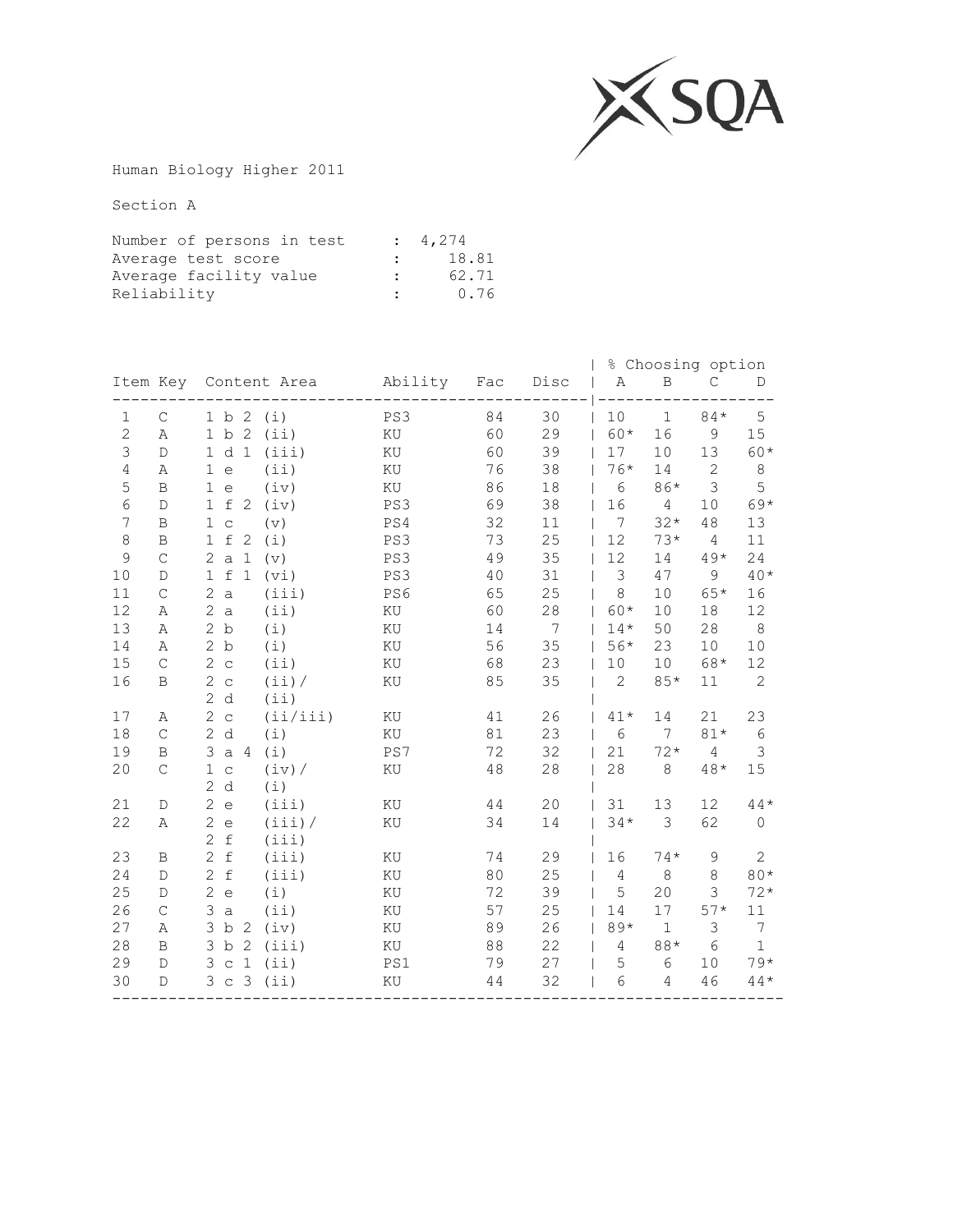Human Biology Higher 2011

Section A

Number of persons in test : 4,274
Average test score : 18.81
Average facility value : 62.71
Reliability : 0.76

| Item | Key | Content Area | Ability | Fac | Disc | A | B | C | D |
|---|---|---|---|---|---|---|---|---|---|
| | | | | | | % Choosing option | | | |
| 1 | C | 1 b 2 (i) | PS3 | 84 | 30 | 10 | 1 | 84* | 5 |
| 2 | A | 1 b 2 (ii) | KU | 60 | 29 | 60* | 16 | 9 | 15 |
| 3 | D | 1 d 1 (iii) | KU | 60 | 39 | 17 | 10 | 13 | 60* |
| 4 | A | 1 e (ii) | KU | 76 | 38 | 76* | 14 | 2 | 8 |
| 5 | B | 1 e (iv) | KU | 86 | 18 | 6 | 86* | 3 | 5 |
| 6 | D | 1 f 2 (iv) | PS3 | 69 | 38 | 16 | 4 | 10 | 69* |
| 7 | B | 1 c (v) | PS4 | 32 | 11 | 7 | 32* | 48 | 13 |
| 8 | B | 1 f 2 (i) | PS3 | 73 | 25 | 12 | 73* | 4 | 11 |
| 9 | C | 2 a 1 (v) | PS3 | 49 | 35 | 12 | 14 | 49* | 24 |
| 10 | D | 1 f 1 (vi) | PS3 | 40 | 31 | 3 | 47 | 9 | 40* |
| 11 | C | 2 a (iii) | PS6 | 65 | 25 | 8 | 10 | 65* | 16 |
| 12 | A | 2 a (ii) | KU | 60 | 28 | 60* | 10 | 18 | 12 |
| 13 | A | 2 b (i) | KU | 14 | 7 | 14* | 50 | 28 | 8 |
| 14 | A | 2 b (i) | KU | 56 | 35 | 56* | 23 | 10 | 10 |
| 15 | C | 2 c (ii) | KU | 68 | 23 | 10 | 10 | 68* | 12 |
| 16 | B | 2 c (ii)/ 2 d (ii) | KU | 85 | 35 | 2 | 85* | 11 | 2 |
| 17 | A | 2 c (ii/iii) | KU | 41 | 26 | 41* | 14 | 21 | 23 |
| 18 | C | 2 d (i) | KU | 81 | 23 | 6 | 7 | 81* | 6 |
| 19 | B | 3 a 4 (i) | PS7 | 72 | 32 | 21 | 72* | 4 | 3 |
| 20 | C | 1 c (iv)/ 2 d (i) | KU | 48 | 28 | 28 | 8 | 48* | 15 |
| 21 | D | 2 e (iii) | KU | 44 | 20 | 31 | 13 | 12 | 44* |
| 22 | A | 2 e (iii)/ 2 f (iii) | KU | 34 | 14 | 34* | 3 | 62 | 0 |
| 23 | B | 2 f (iii) | KU | 74 | 29 | 16 | 74* | 9 | 2 |
| 24 | D | 2 f (iii) | KU | 80 | 25 | 4 | 8 | 8 | 80* |
| 25 | D | 2 e (i) | KU | 72 | 39 | 5 | 20 | 3 | 72* |
| 26 | C | 3 a (ii) | KU | 57 | 25 | 14 | 17 | 57* | 11 |
| 27 | A | 3 b 2 (iv) | KU | 89 | 26 | 89* | 1 | 3 | 7 |
| 28 | B | 3 b 2 (iii) | KU | 88 | 22 | 4 | 88* | 6 | 1 |
| 29 | D | 3 c 1 (ii) | PS1 | 79 | 27 | 5 | 6 | 10 | 79* |
| 30 | D | 3 c 3 (ii) | KU | 44 | 32 | 6 | 4 | 46 | 44* |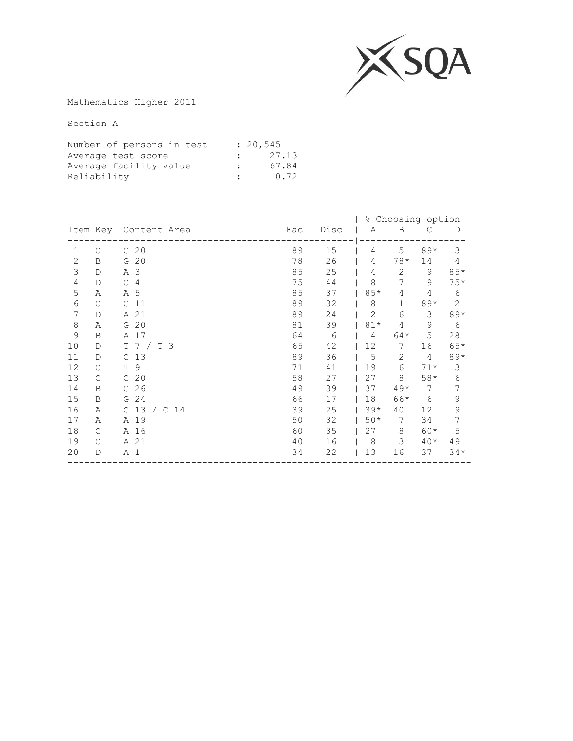Mathematics Higher 2011

Section A

Number of persons in test : 20,545
Average test score : 27.13
Average facility value : 67.84
Reliability : 0.72

| Item | Key | Content Area | Fac | Disc | % Choosing option A | B | C | D |
|---|---|---|---|---|---|---|---|---|
| 1 | C | G 20 | 89 | 15 | 4 | 5 | 89* | 3 |
| 2 | B | G 20 | 78 | 26 | 4 | 78* | 14 | 4 |
| 3 | D | A 3 | 85 | 25 | 4 | 2 | 9 | 85* |
| 4 | D | C 4 | 75 | 44 | 8 | 7 | 9 | 75* |
| 5 | A | A 5 | 85 | 37 | 85* | 4 | 4 | 6 |
| 6 | C | G 11 | 89 | 32 | 8 | 1 | 89* | 2 |
| 7 | D | A 21 | 89 | 24 | 2 | 6 | 3 | 89* |
| 8 | A | G 20 | 81 | 39 | 81* | 4 | 9 | 6 |
| 9 | B | A 17 | 64 | 6 | 4 | 64* | 5 | 28 |
| 10 | D | T 7 / T 3 | 65 | 42 | 12 | 7 | 16 | 65* |
| 11 | D | C 13 | 89 | 36 | 5 | 2 | 4 | 89* |
| 12 | C | T 9 | 71 | 41 | 19 | 6 | 71* | 3 |
| 13 | C | C 20 | 58 | 27 | 27 | 8 | 58* | 6 |
| 14 | B | G 26 | 49 | 39 | 37 | 49* | 7 | 7 |
| 15 | B | G 24 | 66 | 17 | 18 | 66* | 6 | 9 |
| 16 | A | C 13 / C 14 | 39 | 25 | 39* | 40 | 12 | 9 |
| 17 | A | A 19 | 50 | 32 | 50* | 7 | 34 | 7 |
| 18 | C | A 16 | 60 | 35 | 27 | 8 | 60* | 5 |
| 19 | C | A 21 | 40 | 16 | 8 | 3 | 40* | 49 |
| 20 | D | A 1 | 34 | 22 | 13 | 16 | 37 | 34* |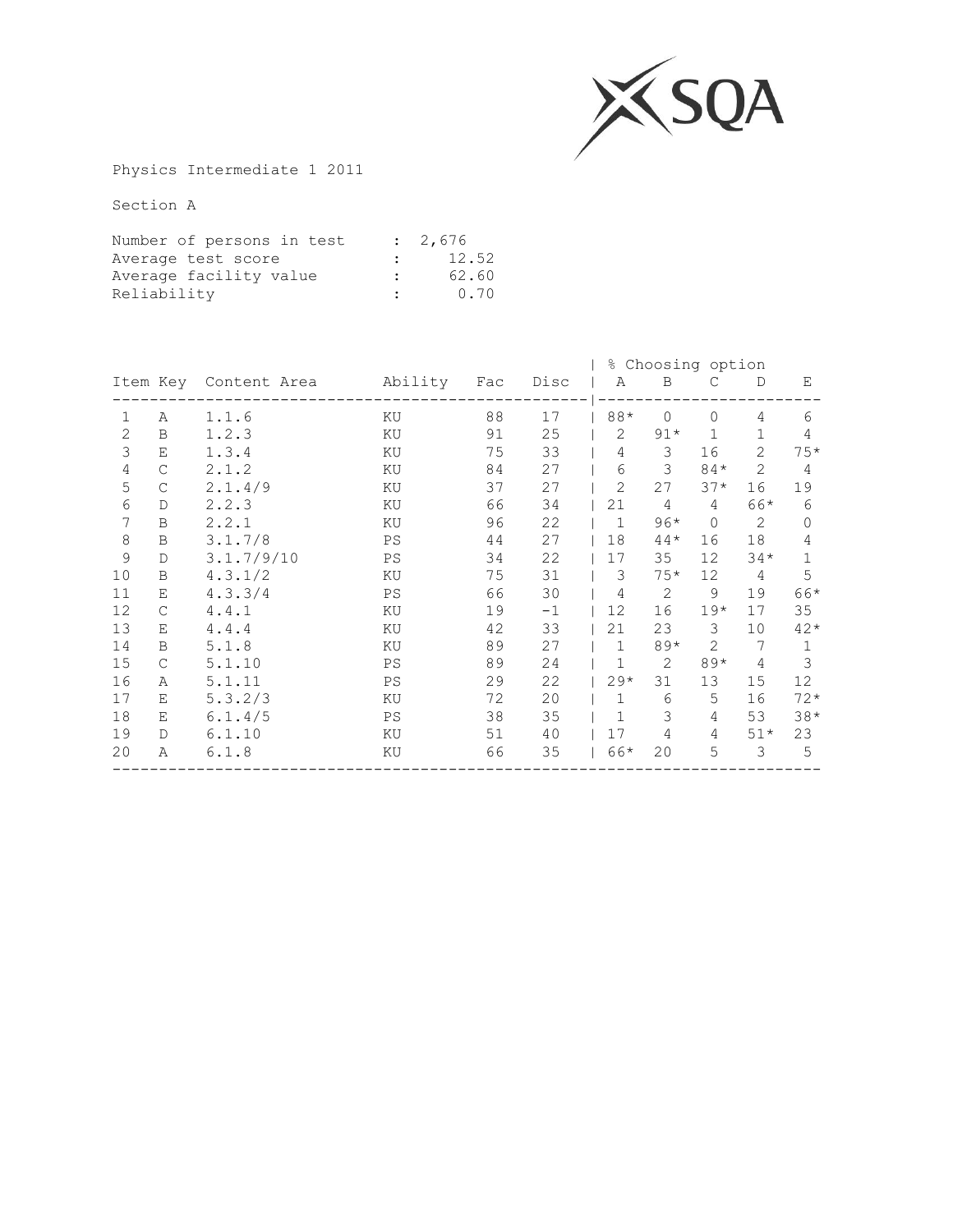Physics Intermediate 1 2011

Section A

| | | |
|---|---|---|
| Number of persons in test | : | 2,676 |
| Average test score | : | 12.52 |
| Average facility value | : | 62.60 |
| Reliability | : | 0.70 |

| Item | Key | Content Area | Ability | Fac | Disc | % Choosing option A | B | C | D | E |
|---|---|---|---|---|---|---|---|---|---|---|
| 1 | A | 1.1.6 | KU | 88 | 17 | 88* | 0 | 0 | 4 | 6 |
| 2 | B | 1.2.3 | KU | 91 | 25 | 2 | 91* | 1 | 1 | 4 |
| 3 | E | 1.3.4 | KU | 75 | 33 | 4 | 3 | 16 | 2 | 75* |
| 4 | C | 2.1.2 | KU | 84 | 27 | 6 | 3 | 84* | 2 | 4 |
| 5 | C | 2.1.4/9 | KU | 37 | 27 | 2 | 27 | 37* | 16 | 19 |
| 6 | D | 2.2.3 | KU | 66 | 34 | 21 | 4 | 4 | 66* | 6 |
| 7 | B | 2.2.1 | KU | 96 | 22 | 1 | 96* | 0 | 2 | 0 |
| 8 | B | 3.1.7/8 | PS | 44 | 27 | 18 | 44* | 16 | 18 | 4 |
| 9 | D | 3.1.7/9/10 | PS | 34 | 22 | 17 | 35 | 12 | 34* | 1 |
| 10 | B | 4.3.1/2 | KU | 75 | 31 | 3 | 75* | 12 | 4 | 5 |
| 11 | E | 4.3.3/4 | PS | 66 | 30 | 4 | 2 | 9 | 19 | 66* |
| 12 | C | 4.4.1 | KU | 19 | -1 | 12 | 16 | 19* | 17 | 35 |
| 13 | E | 4.4.4 | KU | 42 | 33 | 21 | 23 | 3 | 10 | 42* |
| 14 | B | 5.1.8 | KU | 89 | 27 | 1 | 89* | 2 | 7 | 1 |
| 15 | C | 5.1.10 | PS | 89 | 24 | 1 | 2 | 89* | 4 | 3 |
| 16 | A | 5.1.11 | PS | 29 | 22 | 29* | 31 | 13 | 15 | 12 |
| 17 | E | 5.3.2/3 | KU | 72 | 20 | 1 | 6 | 5 | 16 | 72* |
| 18 | E | 6.1.4/5 | PS | 38 | 35 | 1 | 3 | 4 | 53 | 38* |
| 19 | D | 6.1.10 | KU | 51 | 40 | 17 | 4 | 4 | 51* | 23 |
| 20 | A | 6.1.8 | KU | 66 | 35 | 66* | 20 | 5 | 3 | 5 |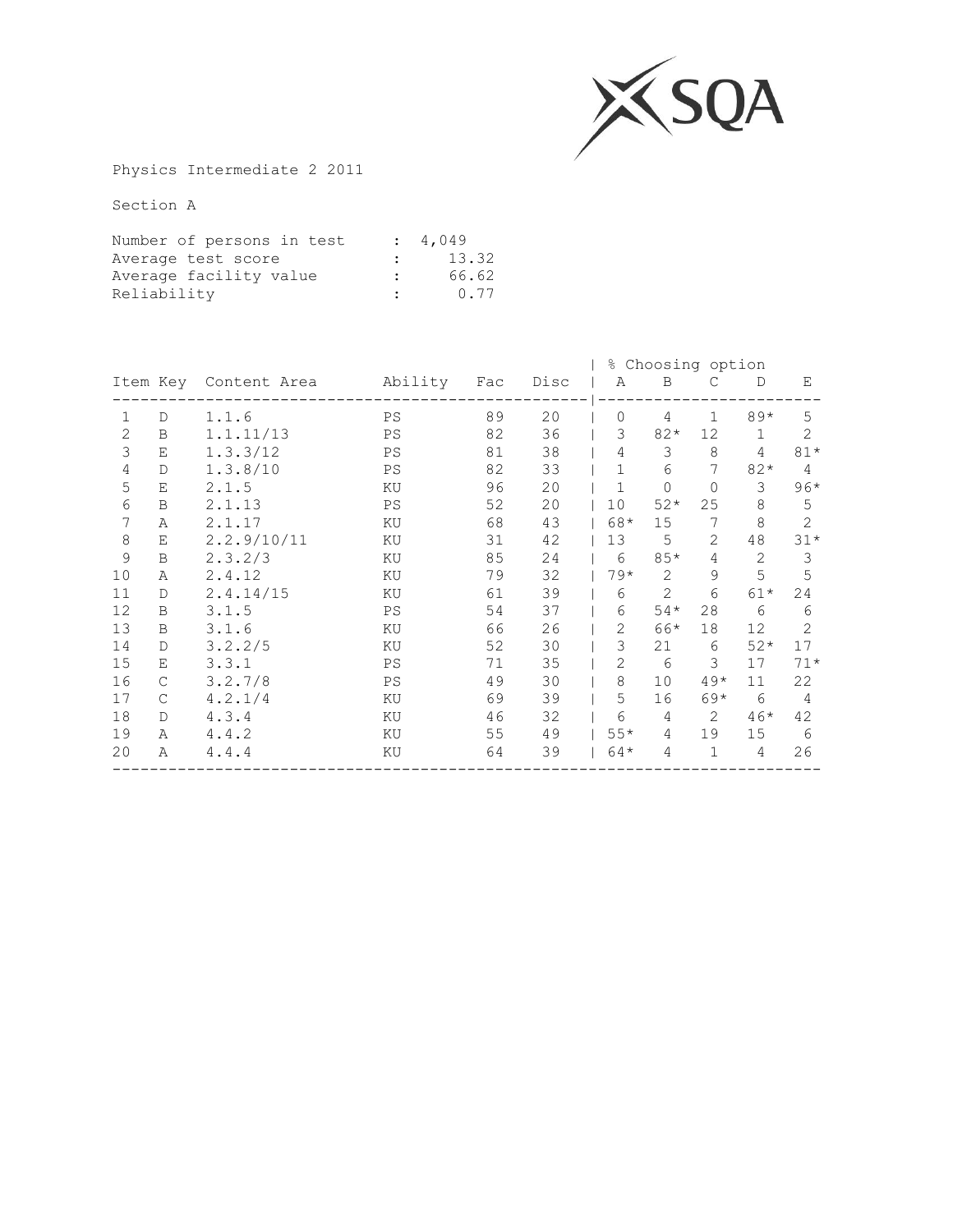Physics Intermediate 2 2011

Section A

| | | |
|---|---|---|
| Number of persons in test | : | 4,049 |
| Average test score | : | 13.32 |
| Average facility value | : | 66.62 |
| Reliability | : | 0.77 |

| Item | Key | Content Area | Ability | Fac | Disc | % Choosing option A | B | C | D | E |
|---|---|---|---|---|---|---|---|---|---|---|
| 1 | D | 1.1.6 | PS | 89 | 20 | 0 | 4 | 1 | 89* | 5 |
| 2 | B | 1.1.11/13 | PS | 82 | 36 | 3 | 82* | 12 | 1 | 2 |
| 3 | E | 1.3.3/12 | PS | 81 | 38 | 4 | 3 | 8 | 4 | 81* |
| 4 | D | 1.3.8/10 | PS | 82 | 33 | 1 | 6 | 7 | 82* | 4 |
| 5 | E | 2.1.5 | KU | 96 | 20 | 1 | 0 | 0 | 3 | 96* |
| 6 | B | 2.1.13 | PS | 52 | 20 | 10 | 52* | 25 | 8 | 5 |
| 7 | A | 2.1.17 | KU | 68 | 43 | 68* | 15 | 7 | 8 | 2 |
| 8 | E | 2.2.9/10/11 | KU | 31 | 42 | 13 | 5 | 2 | 48 | 31* |
| 9 | B | 2.3.2/3 | KU | 85 | 24 | 6 | 85* | 4 | 2 | 3 |
| 10 | A | 2.4.12 | KU | 79 | 32 | 79* | 2 | 9 | 5 | 5 |
| 11 | D | 2.4.14/15 | KU | 61 | 39 | 6 | 2 | 6 | 61* | 24 |
| 12 | B | 3.1.5 | PS | 54 | 37 | 6 | 54* | 28 | 6 | 6 |
| 13 | B | 3.1.6 | KU | 66 | 26 | 2 | 66* | 18 | 12 | 2 |
| 14 | D | 3.2.2/5 | KU | 52 | 30 | 3 | 21 | 6 | 52* | 17 |
| 15 | E | 3.3.1 | PS | 71 | 35 | 2 | 6 | 3 | 17 | 71* |
| 16 | C | 3.2.7/8 | PS | 49 | 30 | 8 | 10 | 49* | 11 | 22 |
| 17 | C | 4.2.1/4 | KU | 69 | 39 | 5 | 16 | 69* | 6 | 4 |
| 18 | D | 4.3.4 | KU | 46 | 32 | 6 | 4 | 2 | 46* | 42 |
| 19 | A | 4.4.2 | KU | 55 | 49 | 55* | 4 | 19 | 15 | 6 |
| 20 | A | 4.4.4 | KU | 64 | 39 | 64* | 4 | 1 | 4 | 26 |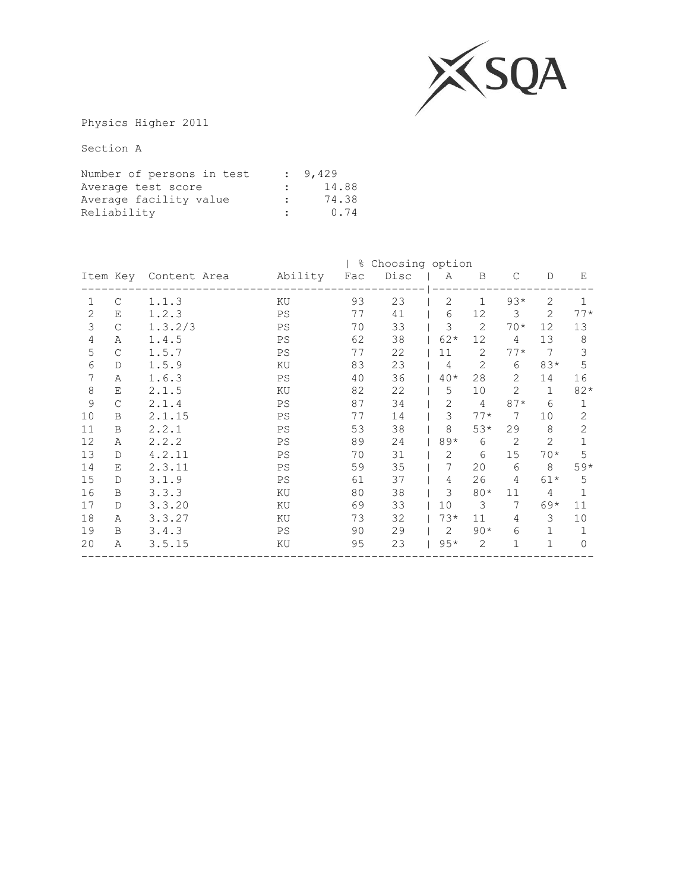Physics Higher 2011

Section A

Number of persons in test : 9,429
Average test score : 14.88
Average facility value : 74.38
Reliability : 0.74

| Item | Key | Content Area | Ability | Fac | Disc | % Choosing option A | B | C | D | E |
|---|---|---|---|---|---|---|---|---|---|---|
| 1 | C | 1.1.3 | KU | 93 | 23 | 2 | 1 | 93* | 2 | 1 |
| 2 | E | 1.2.3 | PS | 77 | 41 | 6 | 12 | 3 | 2 | 77* |
| 3 | C | 1.3.2/3 | PS | 70 | 33 | 3 | 2 | 70* | 12 | 13 |
| 4 | A | 1.4.5 | PS | 62 | 38 | 62* | 12 | 4 | 13 | 8 |
| 5 | C | 1.5.7 | PS | 77 | 22 | 11 | 2 | 77* | 7 | 3 |
| 6 | D | 1.5.9 | KU | 83 | 23 | 4 | 2 | 6 | 83* | 5 |
| 7 | A | 1.6.3 | PS | 40 | 36 | 40* | 28 | 2 | 14 | 16 |
| 8 | E | 2.1.5 | KU | 82 | 22 | 5 | 10 | 2 | 1 | 82* |
| 9 | C | 2.1.4 | PS | 87 | 34 | 2 | 4 | 87* | 6 | 1 |
| 10 | B | 2.1.15 | PS | 77 | 14 | 3 | 77* | 7 | 10 | 2 |
| 11 | B | 2.2.1 | PS | 53 | 38 | 8 | 53* | 29 | 8 | 2 |
| 12 | A | 2.2.2 | PS | 89 | 24 | 89* | 6 | 2 | 2 | 1 |
| 13 | D | 4.2.11 | PS | 70 | 31 | 2 | 6 | 15 | 70* | 5 |
| 14 | E | 2.3.11 | PS | 59 | 35 | 7 | 20 | 6 | 8 | 59* |
| 15 | D | 3.1.9 | PS | 61 | 37 | 4 | 26 | 4 | 61* | 5 |
| 16 | B | 3.3.3 | KU | 80 | 38 | 3 | 80* | 11 | 4 | 1 |
| 17 | D | 3.3.20 | KU | 69 | 33 | 10 | 3 | 7 | 69* | 11 |
| 18 | A | 3.3.27 | KU | 73 | 32 | 73* | 11 | 4 | 3 | 10 |
| 19 | B | 3.4.3 | PS | 90 | 29 | 2 | 90* | 6 | 1 | 1 |
| 20 | A | 3.5.15 | KU | 95 | 23 | 95* | 2 | 1 | 1 | 0 |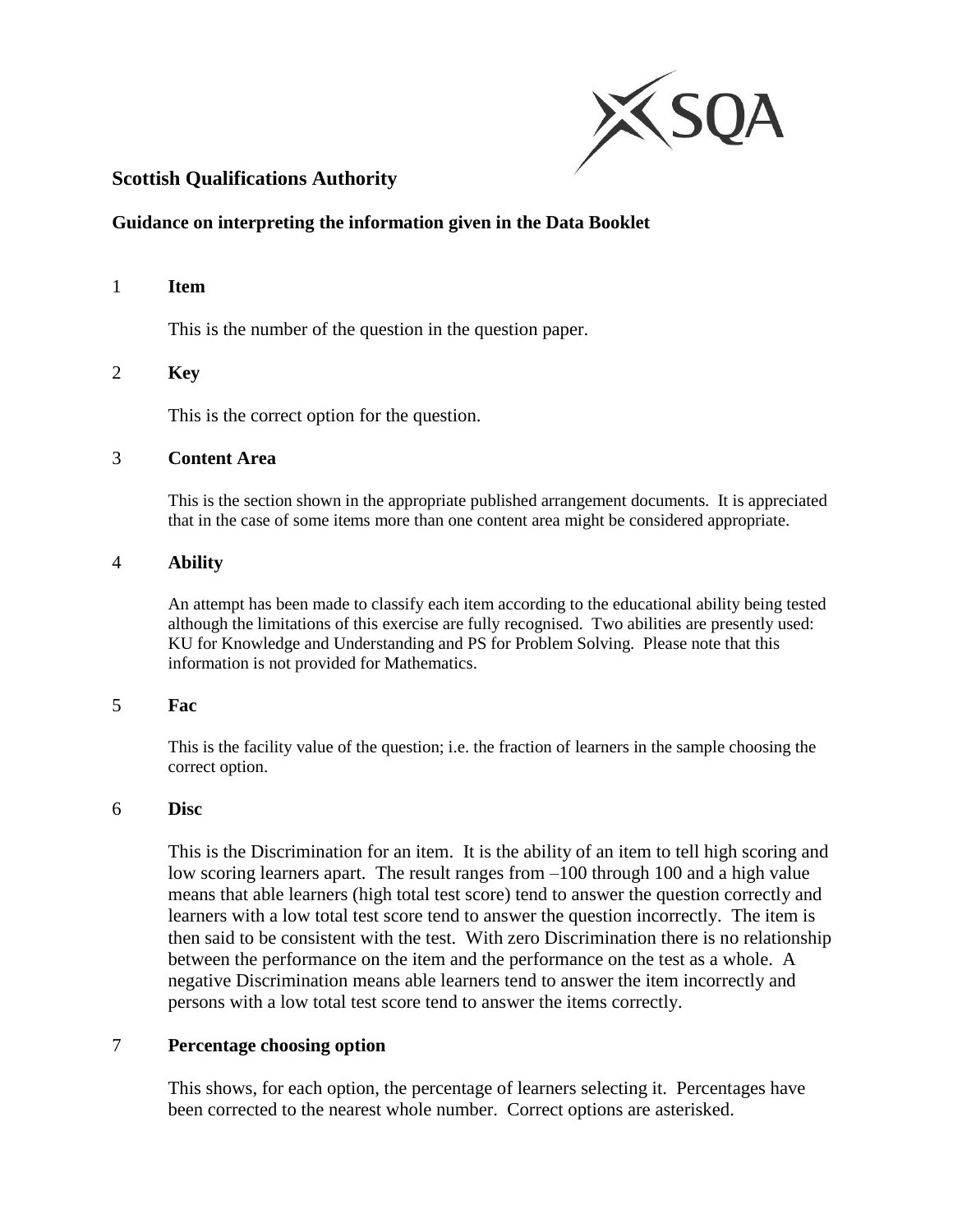**Scottish Qualifications Authority**

**Guidance on interpreting the information given in the Data Booklet**

1 **Item**

This is the number of the question in the question paper.

2 **Key**

This is the correct option for the question.

3 **Content Area**

This is the section shown in the appropriate published arrangement documents. It is appreciated that in the case of some items more than one content area might be considered appropriate.

4 **Ability**

An attempt has been made to classify each item according to the educational ability being tested although the limitations of this exercise are fully recognised. Two abilities are presently used: KU for Knowledge and Understanding and PS for Problem Solving. Please note that this information is not provided for Mathematics.

5 **Fac**

This is the facility value of the question; i.e. the fraction of learners in the sample choosing the correct option.

6 **Disc**

This is the Discrimination for an item. It is the ability of an item to tell high scoring and low scoring learners apart. The result ranges from –100 through 100 and a high value means that able learners (high total test score) tend to answer the question correctly and learners with a low total test score tend to answer the question incorrectly. The item is then said to be consistent with the test. With zero Discrimination there is no relationship between the performance on the item and the performance on the test as a whole. A negative Discrimination means able learners tend to answer the item incorrectly and persons with a low total test score tend to answer the items correctly.

7 **Percentage choosing option**

This shows, for each option, the percentage of learners selecting it. Percentages have been corrected to the nearest whole number. Correct options are asterisked.